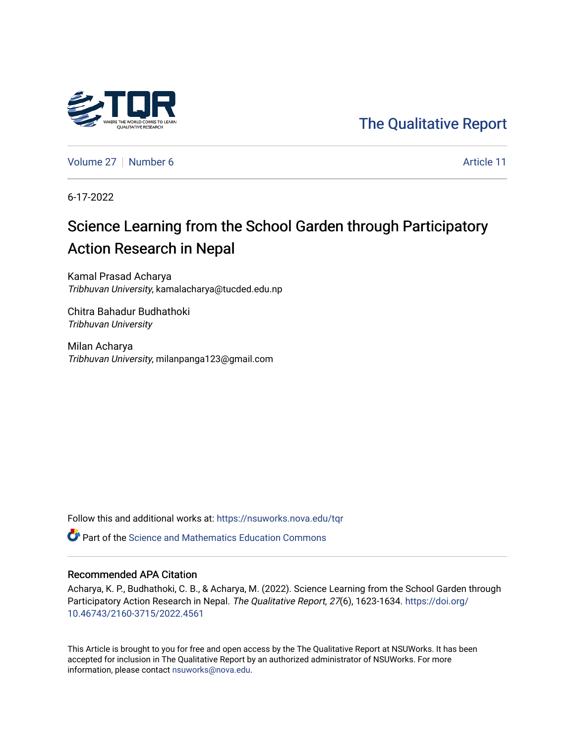The Qualitative Report

Volume 27 | Number 6 | Article 11

6-17-2022

# Science Learning from the School Garden through Participatory Action Research in Nepal

Kamal Prasad Acharya
*Tribhuvan University*, kamalacharya@tucded.edu.np

Chitra Bahadur Budhathoki
*Tribhuvan University*

Milan Acharya
*Tribhuvan University*, milanpanga123@gmail.com

Follow this and additional works at: https://nsuworks.nova.edu/tqr

Part of the Science and Mathematics Education Commons

## Recommended APA Citation

Acharya, K. P., Budhathoki, C. B., & Acharya, M. (2022). Science Learning from the School Garden through Participatory Action Research in Nepal. *The Qualitative Report*, *27*(6), 1623-1634. https://doi.org/10.46743/2160-3715/2022.4561

This Article is brought to you for free and open access by the The Qualitative Report at NSUWorks. It has been accepted for inclusion in The Qualitative Report by an authorized administrator of NSUWorks. For more information, please contact nsuworks@nova.edu.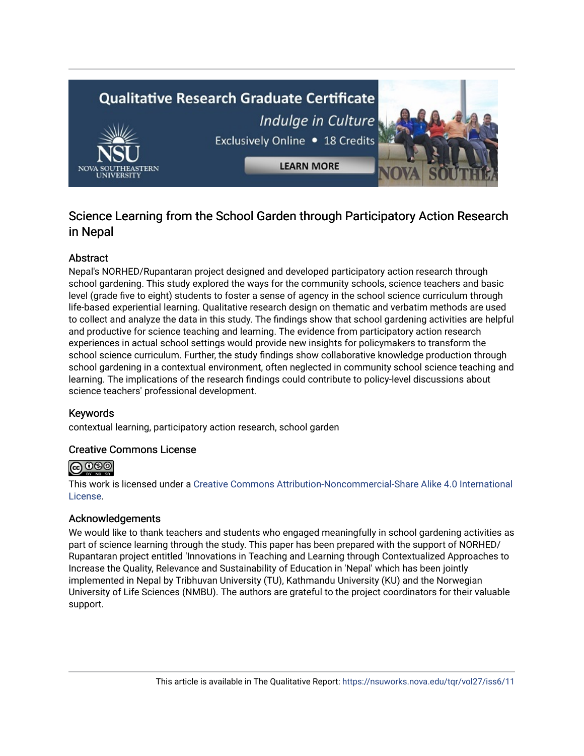# Science Learning from the School Garden through Participatory Action Research in Nepal

## Abstract

Nepal's NORHED/Rupantaran project designed and developed participatory action research through school gardening. This study explored the ways for the community schools, science teachers and basic level (grade five to eight) students to foster a sense of agency in the school science curriculum through life-based experiential learning. Qualitative research design on thematic and verbatim methods are used to collect and analyze the data in this study. The findings show that school gardening activities are helpful and productive for science teaching and learning. The evidence from participatory action research experiences in actual school settings would provide new insights for policymakers to transform the school science curriculum. Further, the study findings show collaborative knowledge production through school gardening in a contextual environment, often neglected in community school science teaching and learning. The implications of the research findings could contribute to policy-level discussions about science teachers' professional development.

## Keywords

contextual learning, participatory action research, school garden

## Creative Commons License

This work is licensed under a Creative Commons Attribution-Noncommercial-Share Alike 4.0 International License.

## Acknowledgements

We would like to thank teachers and students who engaged meaningfully in school gardening activities as part of science learning through the study. This paper has been prepared with the support of NORHED/ Rupantaran project entitled 'Innovations in Teaching and Learning through Contextualized Approaches to Increase the Quality, Relevance and Sustainability of Education in 'Nepal' which has been jointly implemented in Nepal by Tribhuvan University (TU), Kathmandu University (KU) and the Norwegian University of Life Sciences (NMBU). The authors are grateful to the project coordinators for their valuable support.

This article is available in The Qualitative Report: https://nsuworks.nova.edu/tqr/vol27/iss6/11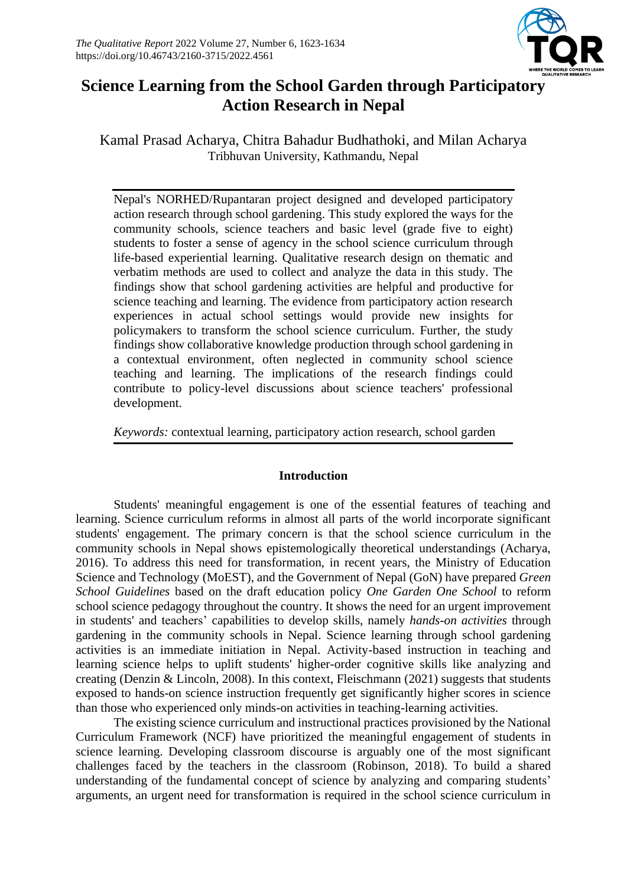# Science Learning from the School Garden through Participatory Action Research in Nepal

Kamal Prasad Acharya, Chitra Bahadur Budhathoki, and Milan Acharya
Tribhuvan University, Kathmandu, Nepal

Nepal's NORHED/Rupantaran project designed and developed participatory action research through school gardening. This study explored the ways for the community schools, science teachers and basic level (grade five to eight) students to foster a sense of agency in the school science curriculum through life-based experiential learning. Qualitative research design on thematic and verbatim methods are used to collect and analyze the data in this study. The findings show that school gardening activities are helpful and productive for science teaching and learning. The evidence from participatory action research experiences in actual school settings would provide new insights for policymakers to transform the school science curriculum. Further, the study findings show collaborative knowledge production through school gardening in a contextual environment, often neglected in community school science teaching and learning. The implications of the research findings could contribute to policy-level discussions about science teachers' professional development.

*Keywords:* contextual learning, participatory action research, school garden

## Introduction

Students' meaningful engagement is one of the essential features of teaching and learning. Science curriculum reforms in almost all parts of the world incorporate significant students' engagement. The primary concern is that the school science curriculum in the community schools in Nepal shows epistemologically theoretical understandings (Acharya, 2016). To address this need for transformation, in recent years, the Ministry of Education Science and Technology (MoEST), and the Government of Nepal (GoN) have prepared *Green School Guidelines* based on the draft education policy *One Garden One School* to reform school science pedagogy throughout the country. It shows the need for an urgent improvement in students' and teachers' capabilities to develop skills, namely *hands-on activities* through gardening in the community schools in Nepal. Science learning through school gardening activities is an immediate initiation in Nepal. Activity-based instruction in teaching and learning science helps to uplift students' higher-order cognitive skills like analyzing and creating (Denzin & Lincoln, 2008). In this context, Fleischmann (2021) suggests that students exposed to hands-on science instruction frequently get significantly higher scores in science than those who experienced only minds-on activities in teaching-learning activities.

The existing science curriculum and instructional practices provisioned by the National Curriculum Framework (NCF) have prioritized the meaningful engagement of students in science learning. Developing classroom discourse is arguably one of the most significant challenges faced by the teachers in the classroom (Robinson, 2018). To build a shared understanding of the fundamental concept of science by analyzing and comparing students' arguments, an urgent need for transformation is required in the school science curriculum in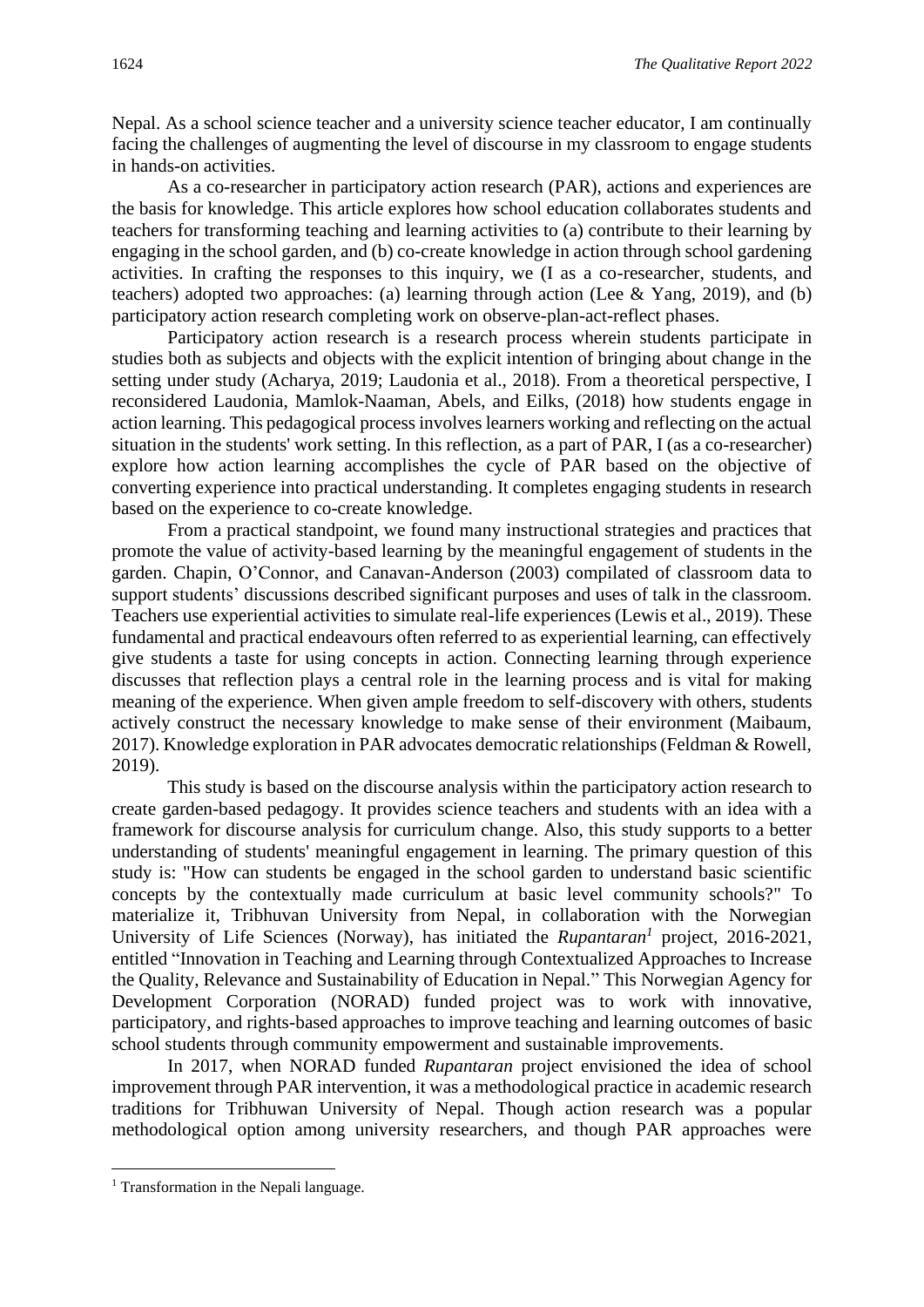Nepal. As a school science teacher and a university science teacher educator, I am continually facing the challenges of augmenting the level of discourse in my classroom to engage students in hands-on activities.

As a co-researcher in participatory action research (PAR), actions and experiences are the basis for knowledge. This article explores how school education collaborates students and teachers for transforming teaching and learning activities to (a) contribute to their learning by engaging in the school garden, and (b) co-create knowledge in action through school gardening activities. In crafting the responses to this inquiry, we (I as a co-researcher, students, and teachers) adopted two approaches: (a) learning through action (Lee & Yang, 2019), and (b) participatory action research completing work on observe-plan-act-reflect phases.

Participatory action research is a research process wherein students participate in studies both as subjects and objects with the explicit intention of bringing about change in the setting under study (Acharya, 2019; Laudonia et al., 2018). From a theoretical perspective, I reconsidered Laudonia, Mamlok-Naaman, Abels, and Eilks, (2018) how students engage in action learning. This pedagogical process involves learners working and reflecting on the actual situation in the students' work setting. In this reflection, as a part of PAR, I (as a co-researcher) explore how action learning accomplishes the cycle of PAR based on the objective of converting experience into practical understanding. It completes engaging students in research based on the experience to co-create knowledge.

From a practical standpoint, we found many instructional strategies and practices that promote the value of activity-based learning by the meaningful engagement of students in the garden. Chapin, O'Connor, and Canavan-Anderson (2003) compilated of classroom data to support students' discussions described significant purposes and uses of talk in the classroom. Teachers use experiential activities to simulate real-life experiences (Lewis et al., 2019). These fundamental and practical endeavours often referred to as experiential learning, can effectively give students a taste for using concepts in action. Connecting learning through experience discusses that reflection plays a central role in the learning process and is vital for making meaning of the experience. When given ample freedom to self-discovery with others, students actively construct the necessary knowledge to make sense of their environment (Maibaum, 2017). Knowledge exploration in PAR advocates democratic relationships (Feldman & Rowell, 2019).

This study is based on the discourse analysis within the participatory action research to create garden-based pedagogy. It provides science teachers and students with an idea with a framework for discourse analysis for curriculum change. Also, this study supports to a better understanding of students' meaningful engagement in learning. The primary question of this study is: "How can students be engaged in the school garden to understand basic scientific concepts by the contextually made curriculum at basic level community schools?" To materialize it, Tribhuvan University from Nepal, in collaboration with the Norwegian University of Life Sciences (Norway), has initiated the *Rupantaran*[1] project, 2016-2021, entitled "Innovation in Teaching and Learning through Contextualized Approaches to Increase the Quality, Relevance and Sustainability of Education in Nepal." This Norwegian Agency for Development Corporation (NORAD) funded project was to work with innovative, participatory, and rights-based approaches to improve teaching and learning outcomes of basic school students through community empowerment and sustainable improvements.

In 2017, when NORAD funded *Rupantaran* project envisioned the idea of school improvement through PAR intervention, it was a methodological practice in academic research traditions for Tribhuwan University of Nepal. Though action research was a popular methodological option among university researchers, and though PAR approaches were

[1] Transformation in the Nepali language.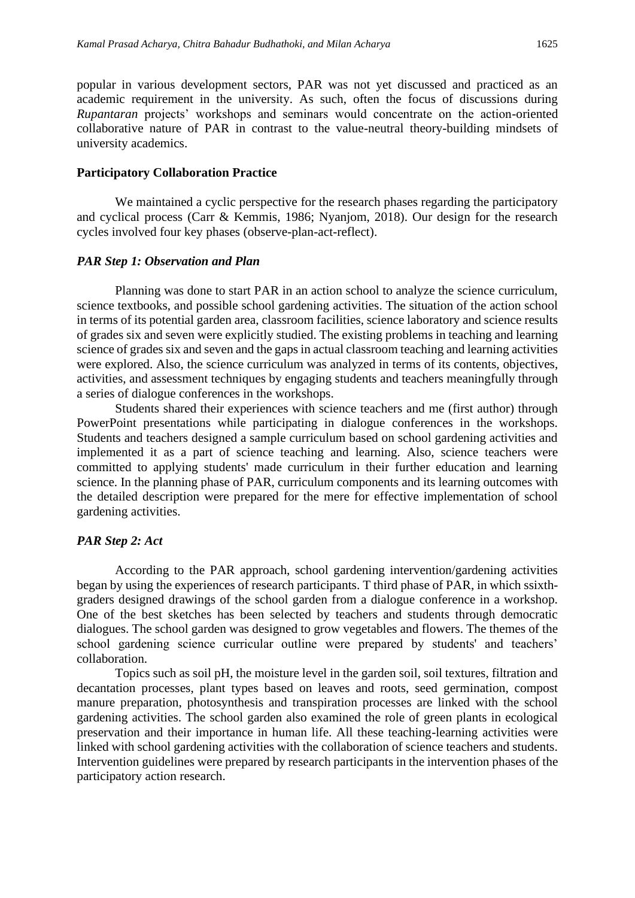popular in various development sectors, PAR was not yet discussed and practiced as an academic requirement in the university. As such, often the focus of discussions during *Rupantaran* projects' workshops and seminars would concentrate on the action-oriented collaborative nature of PAR in contrast to the value-neutral theory-building mindsets of university academics.

### Participatory Collaboration Practice

We maintained a cyclic perspective for the research phases regarding the participatory and cyclical process (Carr & Kemmis, 1986; Nyanjom, 2018). Our design for the research cycles involved four key phases (observe-plan-act-reflect).

#### *PAR Step 1: Observation and Plan*

Planning was done to start PAR in an action school to analyze the science curriculum, science textbooks, and possible school gardening activities. The situation of the action school in terms of its potential garden area, classroom facilities, science laboratory and science results of grades six and seven were explicitly studied. The existing problems in teaching and learning science of grades six and seven and the gaps in actual classroom teaching and learning activities were explored. Also, the science curriculum was analyzed in terms of its contents, objectives, activities, and assessment techniques by engaging students and teachers meaningfully through a series of dialogue conferences in the workshops.

Students shared their experiences with science teachers and me (first author) through PowerPoint presentations while participating in dialogue conferences in the workshops. Students and teachers designed a sample curriculum based on school gardening activities and implemented it as a part of science teaching and learning. Also, science teachers were committed to applying students' made curriculum in their further education and learning science. In the planning phase of PAR, curriculum components and its learning outcomes with the detailed description were prepared for the mere for effective implementation of school gardening activities.

#### *PAR Step 2: Act*

According to the PAR approach, school gardening intervention/gardening activities began by using the experiences of research participants. T third phase of PAR, in which ssixth-graders designed drawings of the school garden from a dialogue conference in a workshop. One of the best sketches has been selected by teachers and students through democratic dialogues. The school garden was designed to grow vegetables and flowers. The themes of the school gardening science curricular outline were prepared by students' and teachers' collaboration.

Topics such as soil pH, the moisture level in the garden soil, soil textures, filtration and decantation processes, plant types based on leaves and roots, seed germination, compost manure preparation, photosynthesis and transpiration processes are linked with the school gardening activities. The school garden also examined the role of green plants in ecological preservation and their importance in human life. All these teaching-learning activities were linked with school gardening activities with the collaboration of science teachers and students. Intervention guidelines were prepared by research participants in the intervention phases of the participatory action research.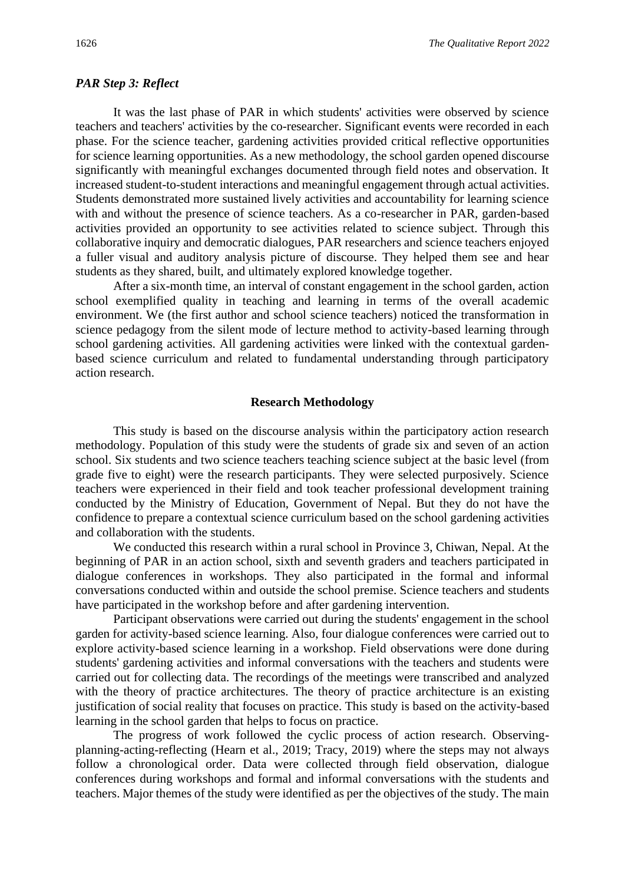### *PAR Step 3: Reflect*

It was the last phase of PAR in which students' activities were observed by science teachers and teachers' activities by the co-researcher. Significant events were recorded in each phase. For the science teacher, gardening activities provided critical reflective opportunities for science learning opportunities. As a new methodology, the school garden opened discourse significantly with meaningful exchanges documented through field notes and observation. It increased student-to-student interactions and meaningful engagement through actual activities. Students demonstrated more sustained lively activities and accountability for learning science with and without the presence of science teachers. As a co-researcher in PAR, garden-based activities provided an opportunity to see activities related to science subject. Through this collaborative inquiry and democratic dialogues, PAR researchers and science teachers enjoyed a fuller visual and auditory analysis picture of discourse. They helped them see and hear students as they shared, built, and ultimately explored knowledge together.

After a six-month time, an interval of constant engagement in the school garden, action school exemplified quality in teaching and learning in terms of the overall academic environment. We (the first author and school science teachers) noticed the transformation in science pedagogy from the silent mode of lecture method to activity-based learning through school gardening activities. All gardening activities were linked with the contextual garden-based science curriculum and related to fundamental understanding through participatory action research.

## Research Methodology

This study is based on the discourse analysis within the participatory action research methodology. Population of this study were the students of grade six and seven of an action school. Six students and two science teachers teaching science subject at the basic level (from grade five to eight) were the research participants. They were selected purposively. Science teachers were experienced in their field and took teacher professional development training conducted by the Ministry of Education, Government of Nepal. But they do not have the confidence to prepare a contextual science curriculum based on the school gardening activities and collaboration with the students.

We conducted this research within a rural school in Province 3, Chiwan, Nepal. At the beginning of PAR in an action school, sixth and seventh graders and teachers participated in dialogue conferences in workshops. They also participated in the formal and informal conversations conducted within and outside the school premise. Science teachers and students have participated in the workshop before and after gardening intervention.

Participant observations were carried out during the students' engagement in the school garden for activity-based science learning. Also, four dialogue conferences were carried out to explore activity-based science learning in a workshop. Field observations were done during students' gardening activities and informal conversations with the teachers and students were carried out for collecting data. The recordings of the meetings were transcribed and analyzed with the theory of practice architectures. The theory of practice architecture is an existing justification of social reality that focuses on practice. This study is based on the activity-based learning in the school garden that helps to focus on practice.

The progress of work followed the cyclic process of action research. Observing-planning-acting-reflecting (Hearn et al., 2019; Tracy, 2019) where the steps may not always follow a chronological order. Data were collected through field observation, dialogue conferences during workshops and formal and informal conversations with the students and teachers. Major themes of the study were identified as per the objectives of the study. The main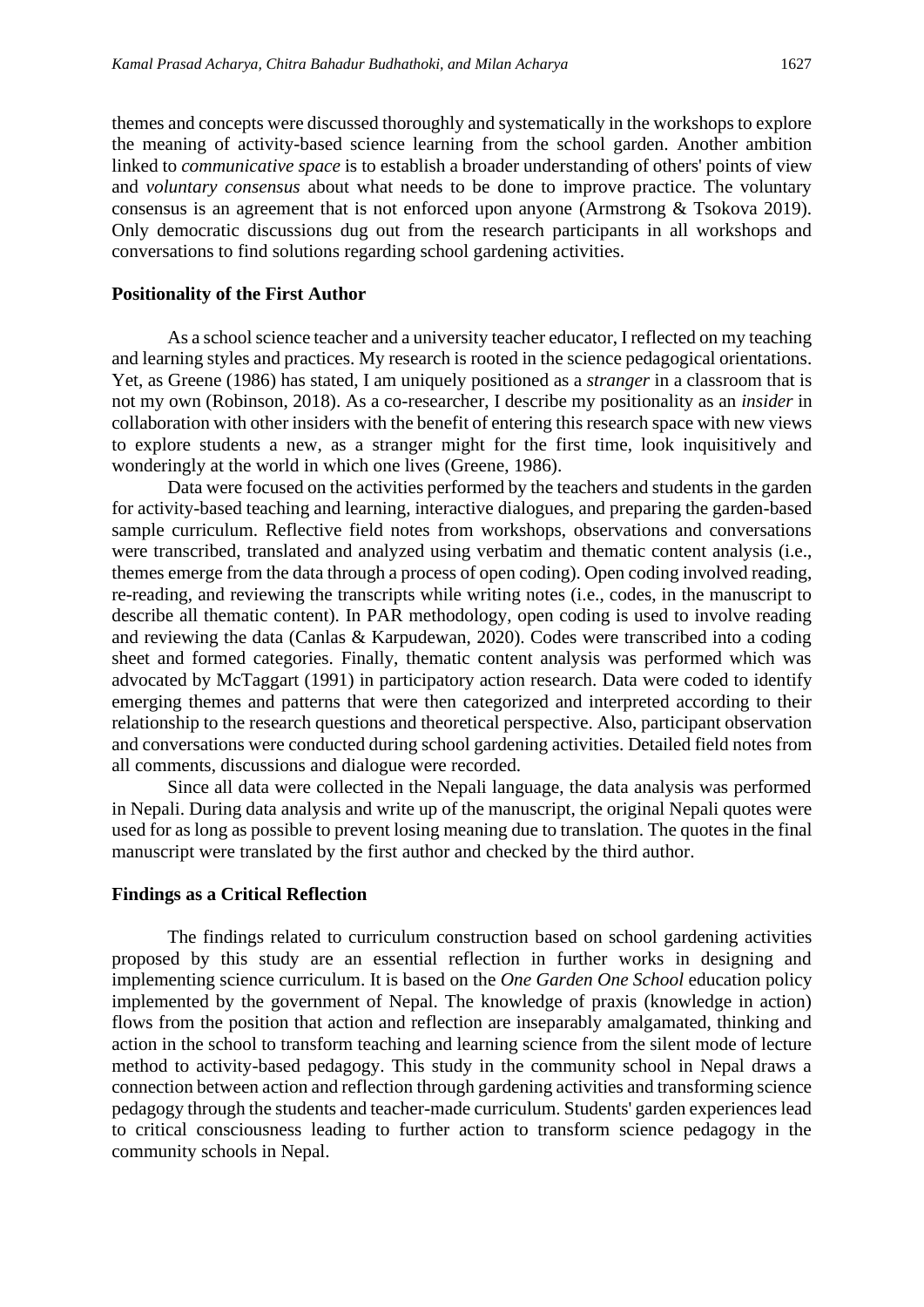themes and concepts were discussed thoroughly and systematically in the workshops to explore the meaning of activity-based science learning from the school garden. Another ambition linked to *communicative space* is to establish a broader understanding of others' points of view and *voluntary consensus* about what needs to be done to improve practice. The voluntary consensus is an agreement that is not enforced upon anyone (Armstrong & Tsokova 2019). Only democratic discussions dug out from the research participants in all workshops and conversations to find solutions regarding school gardening activities.

### Positionality of the First Author

As a school science teacher and a university teacher educator, I reflected on my teaching and learning styles and practices. My research is rooted in the science pedagogical orientations. Yet, as Greene (1986) has stated, I am uniquely positioned as a *stranger* in a classroom that is not my own (Robinson, 2018). As a co-researcher, I describe my positionality as an *insider* in collaboration with other insiders with the benefit of entering this research space with new views to explore students a new, as a stranger might for the first time, look inquisitively and wonderingly at the world in which one lives (Greene, 1986).

Data were focused on the activities performed by the teachers and students in the garden for activity-based teaching and learning, interactive dialogues, and preparing the garden-based sample curriculum. Reflective field notes from workshops, observations and conversations were transcribed, translated and analyzed using verbatim and thematic content analysis (i.e., themes emerge from the data through a process of open coding). Open coding involved reading, re-reading, and reviewing the transcripts while writing notes (i.e., codes, in the manuscript to describe all thematic content). In PAR methodology, open coding is used to involve reading and reviewing the data (Canlas & Karpudewan, 2020). Codes were transcribed into a coding sheet and formed categories. Finally, thematic content analysis was performed which was advocated by McTaggart (1991) in participatory action research. Data were coded to identify emerging themes and patterns that were then categorized and interpreted according to their relationship to the research questions and theoretical perspective. Also, participant observation and conversations were conducted during school gardening activities. Detailed field notes from all comments, discussions and dialogue were recorded.

Since all data were collected in the Nepali language, the data analysis was performed in Nepali. During data analysis and write up of the manuscript, the original Nepali quotes were used for as long as possible to prevent losing meaning due to translation. The quotes in the final manuscript were translated by the first author and checked by the third author.

### Findings as a Critical Reflection

The findings related to curriculum construction based on school gardening activities proposed by this study are an essential reflection in further works in designing and implementing science curriculum. It is based on the *One Garden One School* education policy implemented by the government of Nepal. The knowledge of praxis (knowledge in action) flows from the position that action and reflection are inseparably amalgamated, thinking and action in the school to transform teaching and learning science from the silent mode of lecture method to activity-based pedagogy. This study in the community school in Nepal draws a connection between action and reflection through gardening activities and transforming science pedagogy through the students and teacher-made curriculum. Students' garden experiences lead to critical consciousness leading to further action to transform science pedagogy in the community schools in Nepal.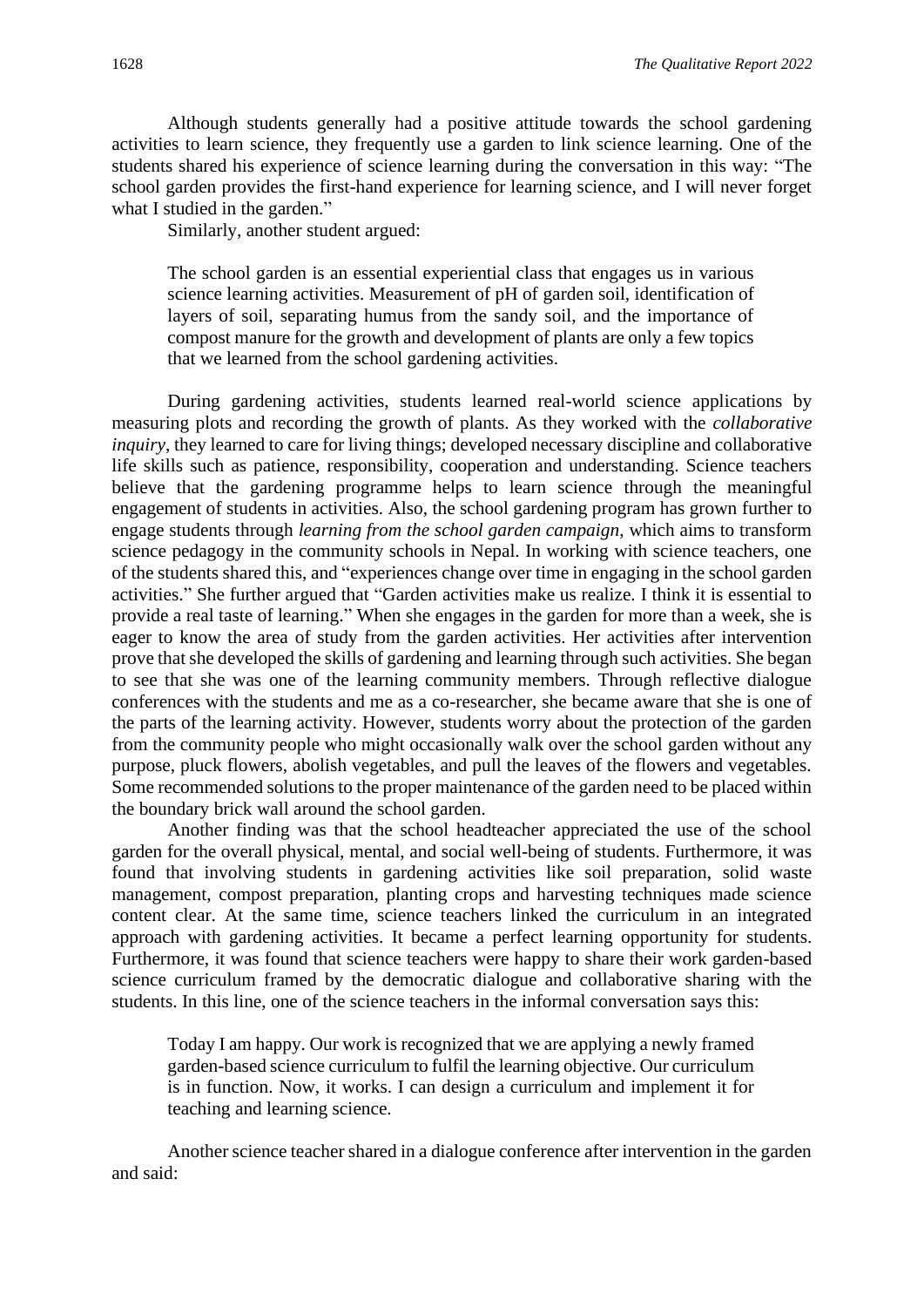Although students generally had a positive attitude towards the school gardening activities to learn science, they frequently use a garden to link science learning. One of the students shared his experience of science learning during the conversation in this way: "The school garden provides the first-hand experience for learning science, and I will never forget what I studied in the garden."

Similarly, another student argued:

> The school garden is an essential experiential class that engages us in various science learning activities. Measurement of pH of garden soil, identification of layers of soil, separating humus from the sandy soil, and the importance of compost manure for the growth and development of plants are only a few topics that we learned from the school gardening activities.

During gardening activities, students learned real-world science applications by measuring plots and recording the growth of plants. As they worked with the *collaborative inquiry*, they learned to care for living things; developed necessary discipline and collaborative life skills such as patience, responsibility, cooperation and understanding. Science teachers believe that the gardening programme helps to learn science through the meaningful engagement of students in activities. Also, the school gardening program has grown further to engage students through *learning from the school garden campaign*, which aims to transform science pedagogy in the community schools in Nepal. In working with science teachers, one of the students shared this, and "experiences change over time in engaging in the school garden activities." She further argued that "Garden activities make us realize. I think it is essential to provide a real taste of learning." When she engages in the garden for more than a week, she is eager to know the area of study from the garden activities. Her activities after intervention prove that she developed the skills of gardening and learning through such activities. She began to see that she was one of the learning community members. Through reflective dialogue conferences with the students and me as a co-researcher, she became aware that she is one of the parts of the learning activity. However, students worry about the protection of the garden from the community people who might occasionally walk over the school garden without any purpose, pluck flowers, abolish vegetables, and pull the leaves of the flowers and vegetables. Some recommended solutions to the proper maintenance of the garden need to be placed within the boundary brick wall around the school garden.

Another finding was that the school headteacher appreciated the use of the school garden for the overall physical, mental, and social well-being of students. Furthermore, it was found that involving students in gardening activities like soil preparation, solid waste management, compost preparation, planting crops and harvesting techniques made science content clear. At the same time, science teachers linked the curriculum in an integrated approach with gardening activities. It became a perfect learning opportunity for students. Furthermore, it was found that science teachers were happy to share their work garden-based science curriculum framed by the democratic dialogue and collaborative sharing with the students. In this line, one of the science teachers in the informal conversation says this:

> Today I am happy. Our work is recognized that we are applying a newly framed garden-based science curriculum to fulfil the learning objective. Our curriculum is in function. Now, it works. I can design a curriculum and implement it for teaching and learning science.

Another science teacher shared in a dialogue conference after intervention in the garden and said: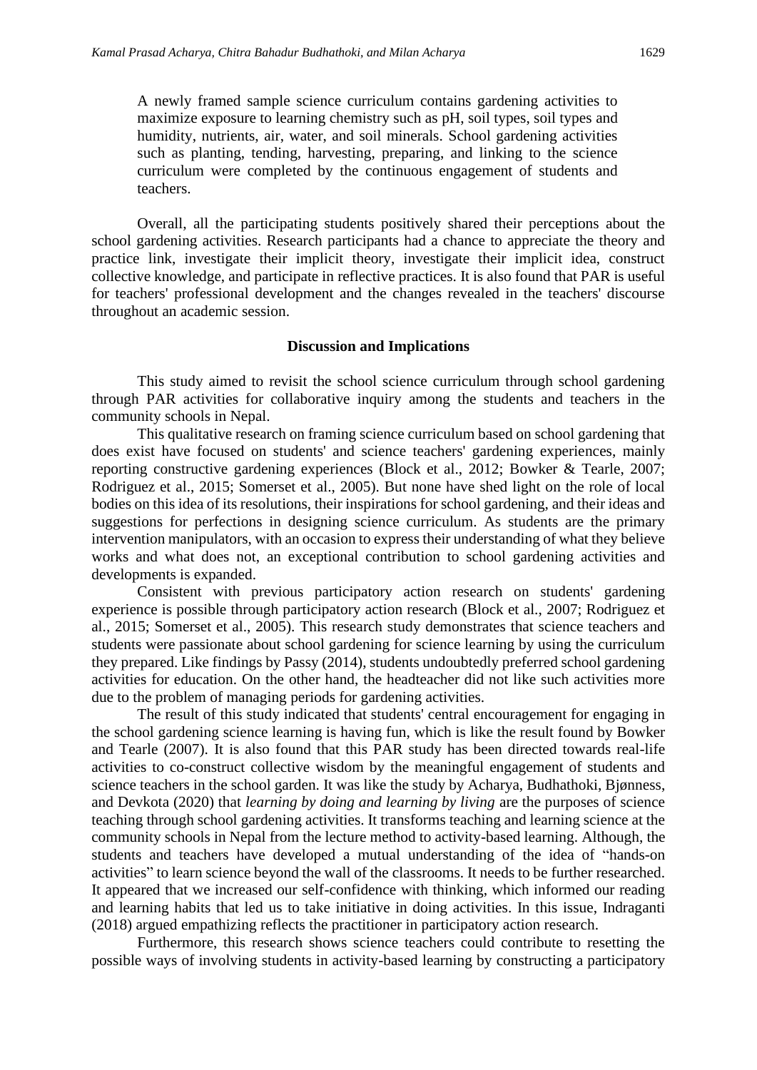> A newly framed sample science curriculum contains gardening activities to maximize exposure to learning chemistry such as pH, soil types, soil types and humidity, nutrients, air, water, and soil minerals. School gardening activities such as planting, tending, harvesting, preparing, and linking to the science curriculum were completed by the continuous engagement of students and teachers.

Overall, all the participating students positively shared their perceptions about the school gardening activities. Research participants had a chance to appreciate the theory and practice link, investigate their implicit theory, investigate their implicit idea, construct collective knowledge, and participate in reflective practices. It is also found that PAR is useful for teachers' professional development and the changes revealed in the teachers' discourse throughout an academic session.

## Discussion and Implications

This study aimed to revisit the school science curriculum through school gardening through PAR activities for collaborative inquiry among the students and teachers in the community schools in Nepal.

This qualitative research on framing science curriculum based on school gardening that does exist have focused on students' and science teachers' gardening experiences, mainly reporting constructive gardening experiences (Block et al., 2012; Bowker & Tearle, 2007; Rodriguez et al., 2015; Somerset et al., 2005). But none have shed light on the role of local bodies on this idea of its resolutions, their inspirations for school gardening, and their ideas and suggestions for perfections in designing science curriculum. As students are the primary intervention manipulators, with an occasion to express their understanding of what they believe works and what does not, an exceptional contribution to school gardening activities and developments is expanded.

Consistent with previous participatory action research on students' gardening experience is possible through participatory action research (Block et al., 2007; Rodriguez et al., 2015; Somerset et al., 2005). This research study demonstrates that science teachers and students were passionate about school gardening for science learning by using the curriculum they prepared. Like findings by Passy (2014), students undoubtedly preferred school gardening activities for education. On the other hand, the headteacher did not like such activities more due to the problem of managing periods for gardening activities.

The result of this study indicated that students' central encouragement for engaging in the school gardening science learning is having fun, which is like the result found by Bowker and Tearle (2007). It is also found that this PAR study has been directed towards real-life activities to co-construct collective wisdom by the meaningful engagement of students and science teachers in the school garden. It was like the study by Acharya, Budhathoki, Bjønness, and Devkota (2020) that *learning by doing and learning by living* are the purposes of science teaching through school gardening activities. It transforms teaching and learning science at the community schools in Nepal from the lecture method to activity-based learning. Although, the students and teachers have developed a mutual understanding of the idea of "hands-on activities" to learn science beyond the wall of the classrooms. It needs to be further researched. It appeared that we increased our self-confidence with thinking, which informed our reading and learning habits that led us to take initiative in doing activities. In this issue, Indraganti (2018) argued empathizing reflects the practitioner in participatory action research.

Furthermore, this research shows science teachers could contribute to resetting the possible ways of involving students in activity-based learning by constructing a participatory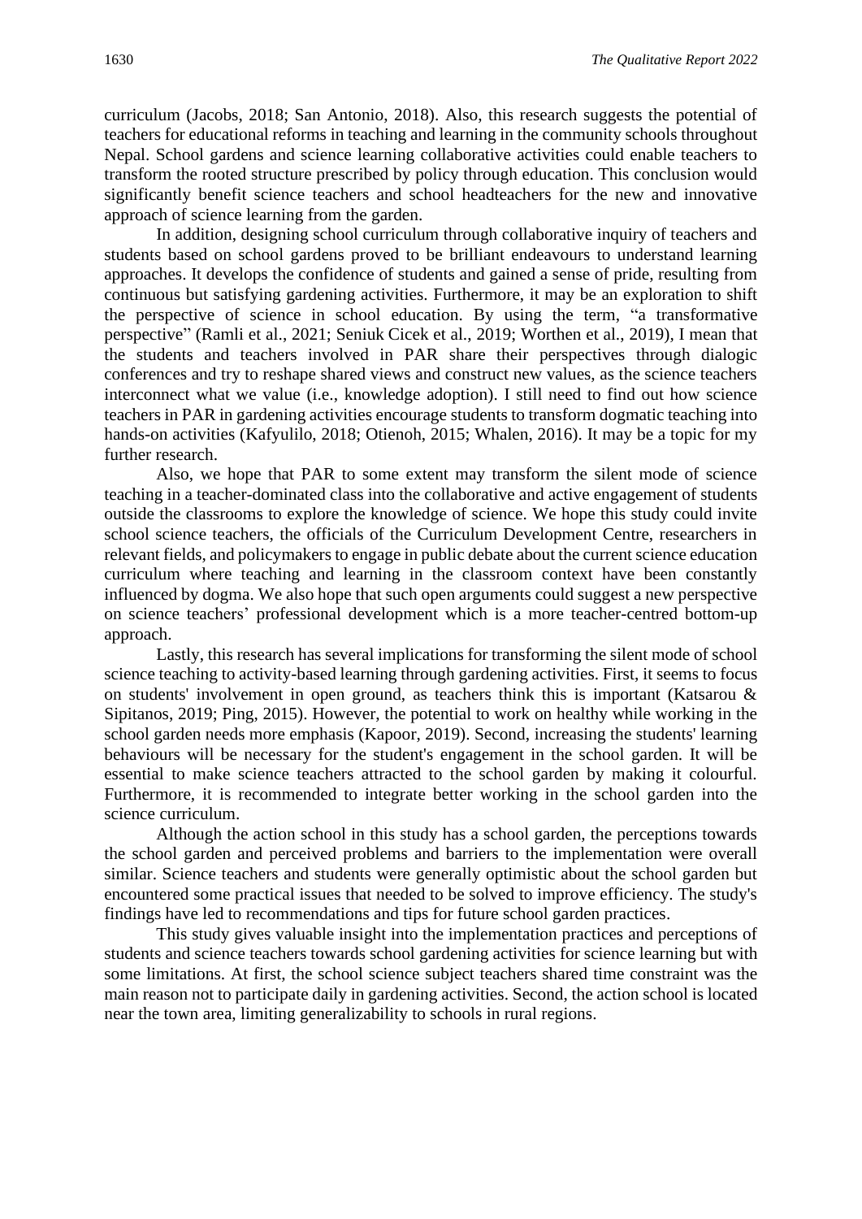curriculum (Jacobs, 2018; San Antonio, 2018). Also, this research suggests the potential of teachers for educational reforms in teaching and learning in the community schools throughout Nepal. School gardens and science learning collaborative activities could enable teachers to transform the rooted structure prescribed by policy through education. This conclusion would significantly benefit science teachers and school headteachers for the new and innovative approach of science learning from the garden.

In addition, designing school curriculum through collaborative inquiry of teachers and students based on school gardens proved to be brilliant endeavours to understand learning approaches. It develops the confidence of students and gained a sense of pride, resulting from continuous but satisfying gardening activities. Furthermore, it may be an exploration to shift the perspective of science in school education. By using the term, "a transformative perspective" (Ramli et al., 2021; Seniuk Cicek et al., 2019; Worthen et al., 2019), I mean that the students and teachers involved in PAR share their perspectives through dialogic conferences and try to reshape shared views and construct new values, as the science teachers interconnect what we value (i.e., knowledge adoption). I still need to find out how science teachers in PAR in gardening activities encourage students to transform dogmatic teaching into hands-on activities (Kafyulilo, 2018; Otienoh, 2015; Whalen, 2016). It may be a topic for my further research.

Also, we hope that PAR to some extent may transform the silent mode of science teaching in a teacher-dominated class into the collaborative and active engagement of students outside the classrooms to explore the knowledge of science. We hope this study could invite school science teachers, the officials of the Curriculum Development Centre, researchers in relevant fields, and policymakers to engage in public debate about the current science education curriculum where teaching and learning in the classroom context have been constantly influenced by dogma. We also hope that such open arguments could suggest a new perspective on science teachers' professional development which is a more teacher-centred bottom-up approach.

Lastly, this research has several implications for transforming the silent mode of school science teaching to activity-based learning through gardening activities. First, it seems to focus on students' involvement in open ground, as teachers think this is important (Katsarou & Sipitanos, 2019; Ping, 2015). However, the potential to work on healthy while working in the school garden needs more emphasis (Kapoor, 2019). Second, increasing the students' learning behaviours will be necessary for the student's engagement in the school garden. It will be essential to make science teachers attracted to the school garden by making it colourful. Furthermore, it is recommended to integrate better working in the school garden into the science curriculum.

Although the action school in this study has a school garden, the perceptions towards the school garden and perceived problems and barriers to the implementation were overall similar. Science teachers and students were generally optimistic about the school garden but encountered some practical issues that needed to be solved to improve efficiency. The study's findings have led to recommendations and tips for future school garden practices.

This study gives valuable insight into the implementation practices and perceptions of students and science teachers towards school gardening activities for science learning but with some limitations. At first, the school science subject teachers shared time constraint was the main reason not to participate daily in gardening activities. Second, the action school is located near the town area, limiting generalizability to schools in rural regions.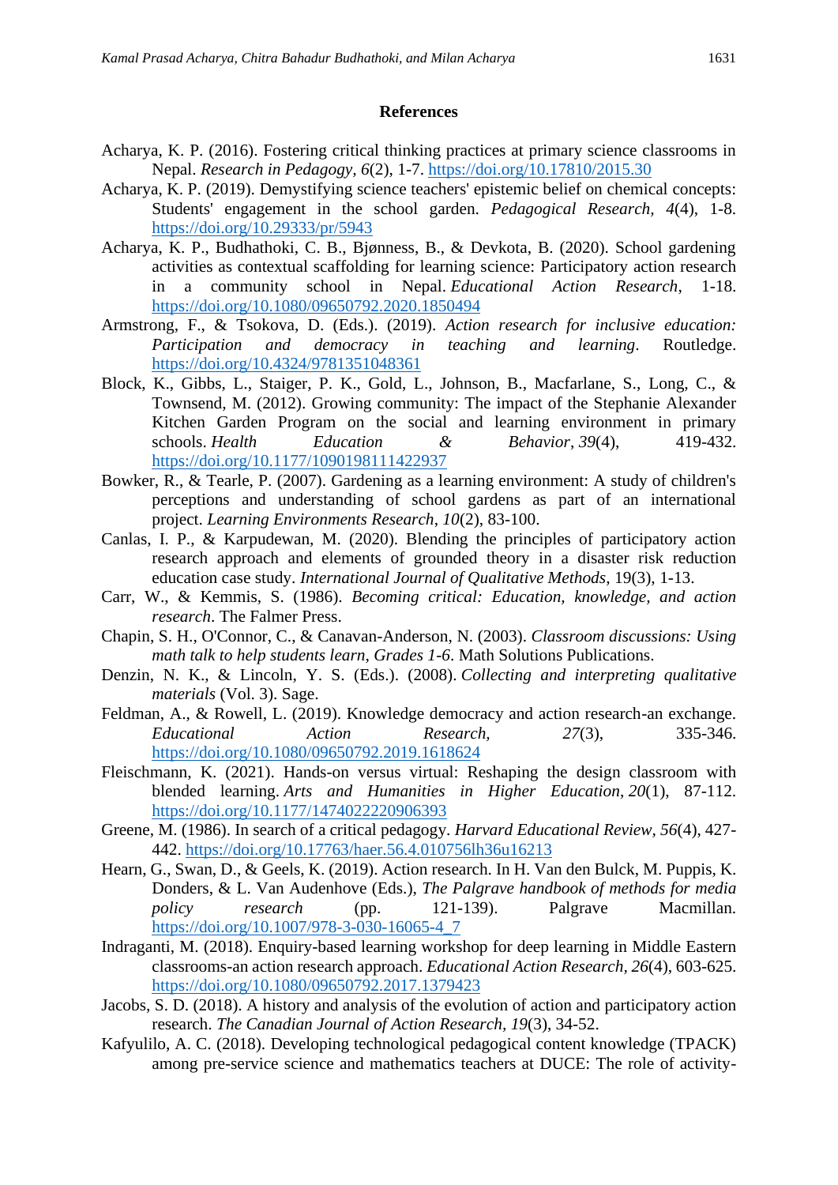## References

Acharya, K. P. (2016). Fostering critical thinking practices at primary science classrooms in Nepal. *Research in Pedagogy, 6*(2), 1-7. https://doi.org/10.17810/2015.30

Acharya, K. P. (2019). Demystifying science teachers' epistemic belief on chemical concepts: Students' engagement in the school garden. *Pedagogical Research, 4*(4), 1-8. https://doi.org/10.29333/pr/5943

Acharya, K. P., Budhathoki, C. B., Bjønness, B., & Devkota, B. (2020). School gardening activities as contextual scaffolding for learning science: Participatory action research in a community school in Nepal. *Educational Action Research*, 1-18. https://doi.org/10.1080/09650792.2020.1850494

Armstrong, F., & Tsokova, D. (Eds.). (2019). *Action research for inclusive education: Participation and democracy in teaching and learning*. Routledge. https://doi.org/10.4324/9781351048361

Block, K., Gibbs, L., Staiger, P. K., Gold, L., Johnson, B., Macfarlane, S., Long, C., & Townsend, M. (2012). Growing community: The impact of the Stephanie Alexander Kitchen Garden Program on the social and learning environment in primary schools. *Health Education & Behavior*, *39*(4), 419-432. https://doi.org/10.1177/1090198111422937

Bowker, R., & Tearle, P. (2007). Gardening as a learning environment: A study of children's perceptions and understanding of school gardens as part of an international project. *Learning Environments Research*, *10*(2), 83-100.

Canlas, I. P., & Karpudewan, M. (2020). Blending the principles of participatory action research approach and elements of grounded theory in a disaster risk reduction education case study. *International Journal of Qualitative Methods*, 19(3), 1-13.

Carr, W., & Kemmis, S. (1986). *Becoming critical: Education, knowledge, and action research*. The Falmer Press.

Chapin, S. H., O'Connor, C., & Canavan-Anderson, N. (2003). *Classroom discussions: Using math talk to help students learn, Grades 1-6*. Math Solutions Publications.

Denzin, N. K., & Lincoln, Y. S. (Eds.). (2008). *Collecting and interpreting qualitative materials* (Vol. 3). Sage.

Feldman, A., & Rowell, L. (2019). Knowledge democracy and action research-an exchange. *Educational Action Research,* *27*(3), 335-346. https://doi.org/10.1080/09650792.2019.1618624

Fleischmann, K. (2021). Hands-on versus virtual: Reshaping the design classroom with blended learning. *Arts and Humanities in Higher Education*, *20*(1), 87-112. https://doi.org/10.1177/1474022220906393

Greene, M. (1986). In search of a critical pedagogy. *Harvard Educational Review, 56*(4), 427-442. https://doi.org/10.17763/haer.56.4.010756lh36u16213

Hearn, G., Swan, D., & Geels, K. (2019). Action research. In H. Van den Bulck, M. Puppis, K. Donders, & L. Van Audenhove (Eds.), *The Palgrave handbook of methods for media policy research* (pp. 121-139). Palgrave Macmillan. https://doi.org/10.1007/978-3-030-16065-4_7

Indraganti, M. (2018). Enquiry-based learning workshop for deep learning in Middle Eastern classrooms-an action research approach. *Educational Action Research*, *26*(4), 603-625. https://doi.org/10.1080/09650792.2017.1379423

Jacobs, S. D. (2018). A history and analysis of the evolution of action and participatory action research. *The Canadian Journal of Action Research, 19*(3), 34-52.

Kafyulilo, A. C. (2018). Developing technological pedagogical content knowledge (TPACK) among pre-service science and mathematics teachers at DUCE: The role of activity-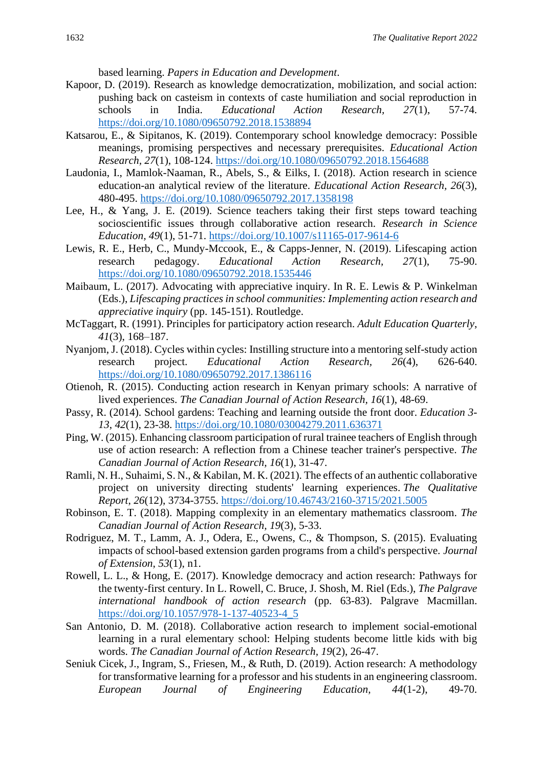based learning. *Papers in Education and Development*.

Kapoor, D. (2019). Research as knowledge democratization, mobilization, and social action: pushing back on casteism in contexts of caste humiliation and social reproduction in schools in India. *Educational Action Research, 27*(1), 57-74. https://doi.org/10.1080/09650792.2018.1538894

Katsarou, E., & Sipitanos, K. (2019). Contemporary school knowledge democracy: Possible meanings, promising perspectives and necessary prerequisites. *Educational Action Research, 27*(1), 108-124. https://doi.org/10.1080/09650792.2018.1564688

Laudonia, I., Mamlok-Naaman, R., Abels, S., & Eilks, I. (2018). Action research in science education-an analytical review of the literature. *Educational Action Research, 26*(3), 480-495. https://doi.org/10.1080/09650792.2017.1358198

Lee, H., & Yang, J. E. (2019). Science teachers taking their first steps toward teaching socioscientific issues through collaborative action research. *Research in Science Education, 49*(1), 51-71. https://doi.org/10.1007/s11165-017-9614-6

Lewis, R. E., Herb, C., Mundy-Mccook, E., & Capps-Jenner, N. (2019). Lifescaping action research pedagogy. *Educational Action Research, 27*(1), 75-90. https://doi.org/10.1080/09650792.2018.1535446

Maibaum, L. (2017). Advocating with appreciative inquiry. In R. E. Lewis & P. Winkelman (Eds.), *Lifescaping practices in school communities: Implementing action research and appreciative inquiry* (pp. 145-151). Routledge.

McTaggart, R. (1991). Principles for participatory action research. *Adult Education Quarterly*, *41*(3), 168–187.

Nyanjom, J. (2018). Cycles within cycles: Instilling structure into a mentoring self-study action research project. *Educational Action Research, 26*(4), 626-640. https://doi.org/10.1080/09650792.2017.1386116

Otienoh, R. (2015). Conducting action research in Kenyan primary schools: A narrative of lived experiences. *The Canadian Journal of Action Research, 16*(1), 48-69.

Passy, R. (2014). School gardens: Teaching and learning outside the front door. *Education 3-13, 42*(1), 23-38. https://doi.org/10.1080/03004279.2011.636371

Ping, W. (2015). Enhancing classroom participation of rural trainee teachers of English through use of action research: A reflection from a Chinese teacher trainer's perspective. *The Canadian Journal of Action Research, 16*(1), 31-47.

Ramli, N. H., Suhaimi, S. N., & Kabilan, M. K. (2021). The effects of an authentic collaborative project on university directing students' learning experiences. *The Qualitative Report*, *26*(12), 3734-3755. https://doi.org/10.46743/2160-3715/2021.5005

Robinson, E. T. (2018). Mapping complexity in an elementary mathematics classroom. *The Canadian Journal of Action Research, 19*(3), 5-33.

Rodriguez, M. T., Lamm, A. J., Odera, E., Owens, C., & Thompson, S. (2015). Evaluating impacts of school-based extension garden programs from a child's perspective. *Journal of Extension*, *53*(1), n1.

Rowell, L. L., & Hong, E. (2017). Knowledge democracy and action research: Pathways for the twenty-first century. In L. Rowell, C. Bruce, J. Shosh, M. Riel (Eds.), *The Palgrave international handbook of action research* (pp. 63-83). Palgrave Macmillan. https://doi.org/10.1057/978-1-137-40523-4_5

San Antonio, D. M. (2018). Collaborative action research to implement social-emotional learning in a rural elementary school: Helping students become little kids with big words. *The Canadian Journal of Action Research, 19*(2), 26-47.

Seniuk Cicek, J., Ingram, S., Friesen, M., & Ruth, D. (2019). Action research: A methodology for transformative learning for a professor and his students in an engineering classroom. *European Journal of Engineering Education, 44*(1-2), 49-70.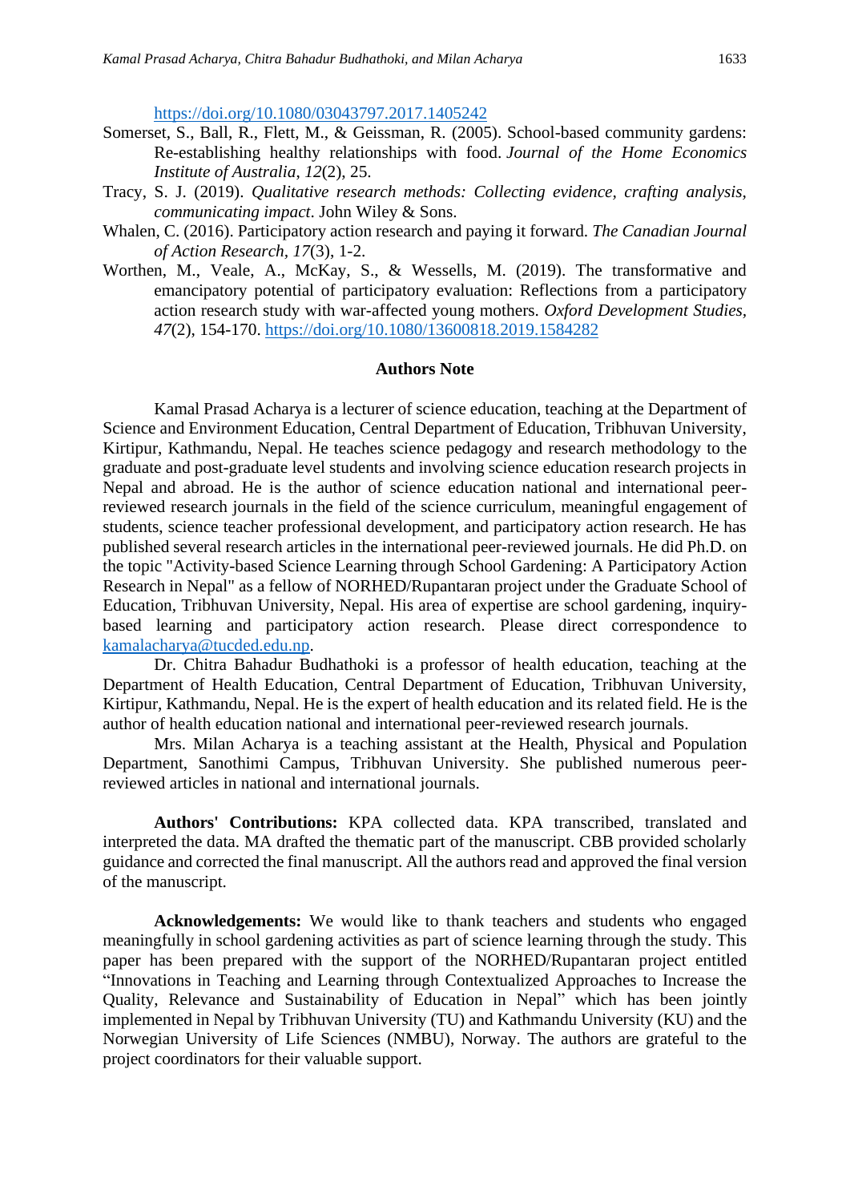https://doi.org/10.1080/03043797.2017.1405242

Somerset, S., Ball, R., Flett, M., & Geissman, R. (2005). School-based community gardens: Re-establishing healthy relationships with food. *Journal of the Home Economics Institute of Australia*, *12*(2), 25.

Tracy, S. J. (2019). *Qualitative research methods: Collecting evidence, crafting analysis, communicating impact*. John Wiley & Sons.

Whalen, C. (2016). Participatory action research and paying it forward. *The Canadian Journal of Action Research*, *17*(3), 1-2.

Worthen, M., Veale, A., McKay, S., & Wessells, M. (2019). The transformative and emancipatory potential of participatory evaluation: Reflections from a participatory action research study with war-affected young mothers. *Oxford Development Studies*, *47*(2), 154-170. https://doi.org/10.1080/13600818.2019.1584282

## Authors Note

Kamal Prasad Acharya is a lecturer of science education, teaching at the Department of Science and Environment Education, Central Department of Education, Tribhuvan University, Kirtipur, Kathmandu, Nepal. He teaches science pedagogy and research methodology to the graduate and post-graduate level students and involving science education research projects in Nepal and abroad. He is the author of science education national and international peer-reviewed research journals in the field of the science curriculum, meaningful engagement of students, science teacher professional development, and participatory action research. He has published several research articles in the international peer-reviewed journals. He did Ph.D. on the topic "Activity-based Science Learning through School Gardening: A Participatory Action Research in Nepal" as a fellow of NORHED/Rupantaran project under the Graduate School of Education, Tribhuvan University, Nepal. His area of expertise are school gardening, inquiry-based learning and participatory action research. Please direct correspondence to kamalacharya@tucded.edu.np.

Dr. Chitra Bahadur Budhathoki is a professor of health education, teaching at the Department of Health Education, Central Department of Education, Tribhuvan University, Kirtipur, Kathmandu, Nepal. He is the expert of health education and its related field. He is the author of health education national and international peer-reviewed research journals.

Mrs. Milan Acharya is a teaching assistant at the Health, Physical and Population Department, Sanothimi Campus, Tribhuvan University. She published numerous peer-reviewed articles in national and international journals.

**Authors' Contributions:** KPA collected data. KPA transcribed, translated and interpreted the data. MA drafted the thematic part of the manuscript. CBB provided scholarly guidance and corrected the final manuscript. All the authors read and approved the final version of the manuscript.

**Acknowledgements:** We would like to thank teachers and students who engaged meaningfully in school gardening activities as part of science learning through the study. This paper has been prepared with the support of the NORHED/Rupantaran project entitled "Innovations in Teaching and Learning through Contextualized Approaches to Increase the Quality, Relevance and Sustainability of Education in Nepal" which has been jointly implemented in Nepal by Tribhuvan University (TU) and Kathmandu University (KU) and the Norwegian University of Life Sciences (NMBU), Norway. The authors are grateful to the project coordinators for their valuable support.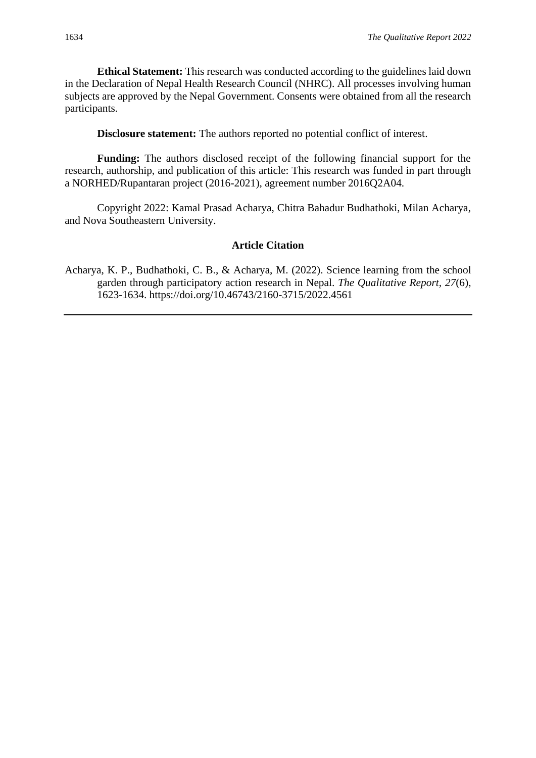**Ethical Statement:** This research was conducted according to the guidelines laid down in the Declaration of Nepal Health Research Council (NHRC). All processes involving human subjects are approved by the Nepal Government. Consents were obtained from all the research participants.

**Disclosure statement:** The authors reported no potential conflict of interest.

**Funding:** The authors disclosed receipt of the following financial support for the research, authorship, and publication of this article: This research was funded in part through a NORHED/Rupantaran project (2016-2021), agreement number 2016Q2A04.

Copyright 2022: Kamal Prasad Acharya, Chitra Bahadur Budhathoki, Milan Acharya, and Nova Southeastern University.

### Article Citation

Acharya, K. P., Budhathoki, C. B., & Acharya, M. (2022). Science learning from the school garden through participatory action research in Nepal. *The Qualitative Report, 27*(6), 1623-1634. https://doi.org/10.46743/2160-3715/2022.4561